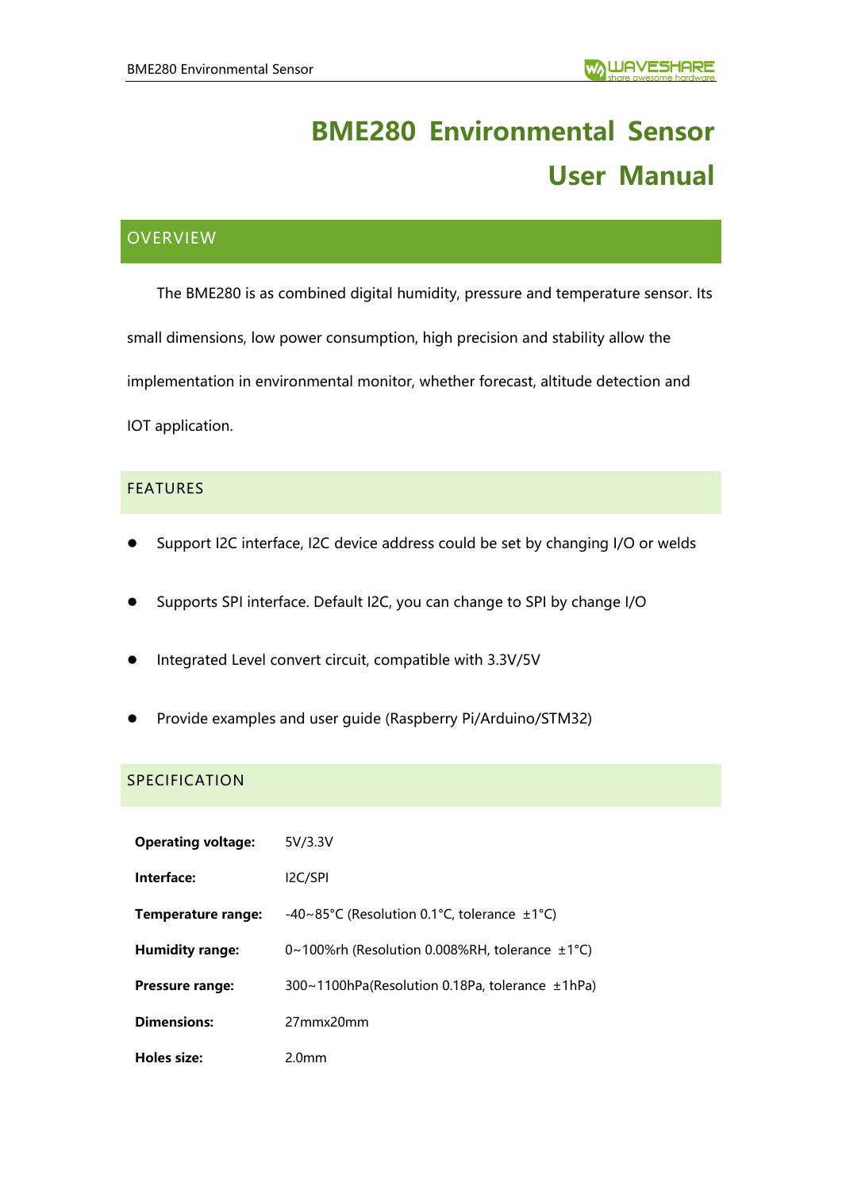# BME280 Environmental Sensor User Manual

## OVERVIEW

The BME280 is as combined digital humidity, pressure and temperature sensor. Its small dimensions, low power consumption, high precision and stability allow the implementation in environmental monitor, whether forecast, altitude detection and IOT application.

## FEATURES

- Support I2C interface, I2C device address could be set by changing I/O or welds
- Supports SPI interface. Default I2C, you can change to SPI by change I/O
- Integrated Level convert circuit, compatible with 3.3V/5V
- Provide examples and user guide (Raspberry Pi/Arduino/STM32)

## SPECIFICATION

| | |
|---|---|
| **Operating voltage:** | 5V/3.3V |
| **Interface:** | I2C/SPI |
| **Temperature range:** | -40~85°C (Resolution 0.1°C, tolerance ±1°C) |
| **Humidity range:** | 0~100%rh (Resolution 0.008%RH, tolerance ±1°C) |
| **Pressure range:** | 300~1100hPa(Resolution 0.18Pa, tolerance ±1hPa) |
| **Dimensions:** | 27mmx20mm |
| **Holes size:** | 2.0mm |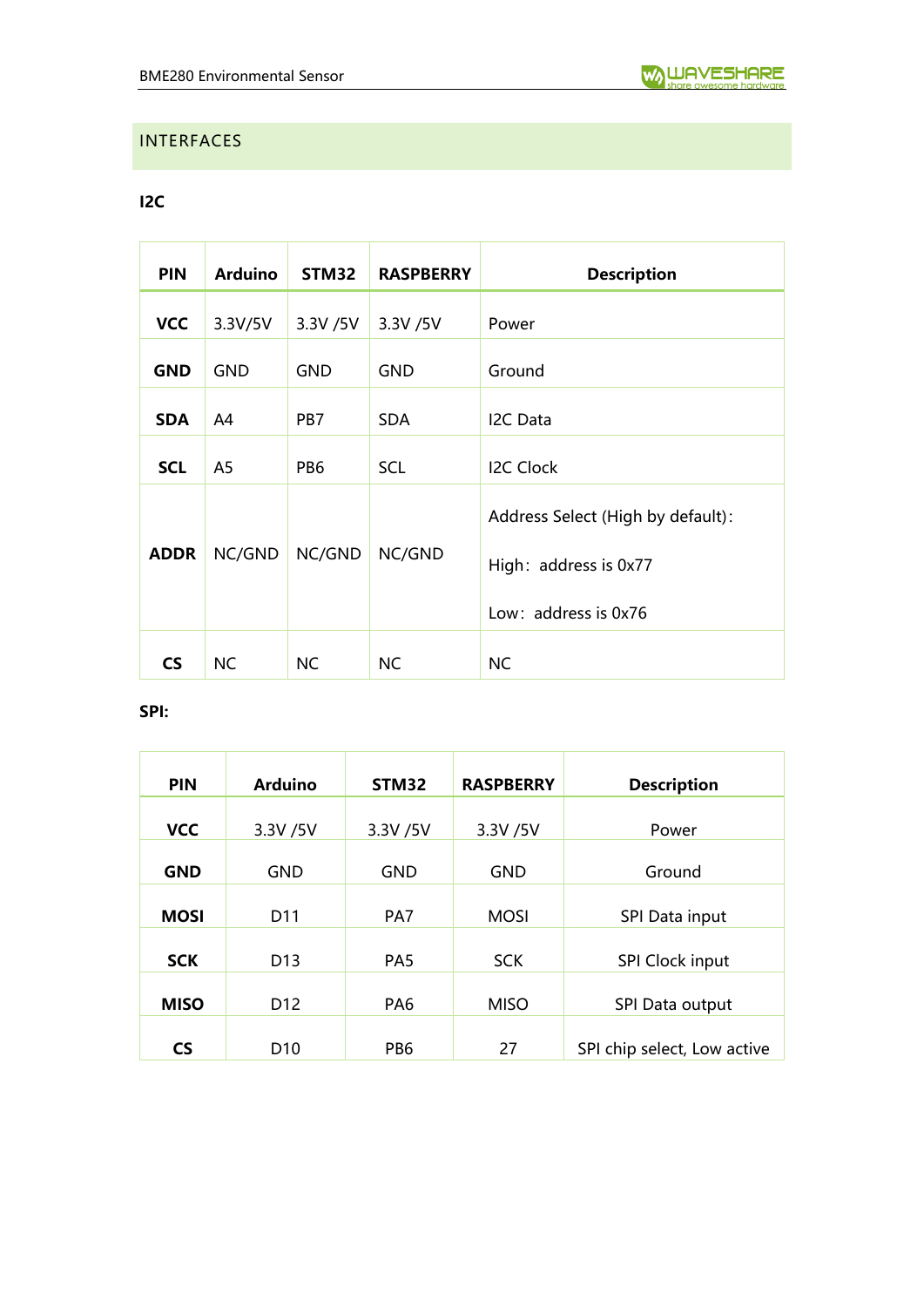## INTERFACES

### I2C

| PIN | Arduino | STM32 | RASPBERRY | Description |
|---|---|---|---|---|
| **VCC** | 3.3V/5V | 3.3V /5V | 3.3V /5V | Power |
| **GND** | GND | GND | GND | Ground |
| **SDA** | A4 | PB7 | SDA | I2C Data |
| **SCL** | A5 | PB6 | SCL | I2C Clock |
| **ADDR** | NC/GND | NC/GND | NC/GND | Address Select (High by default)：<br>High：address is 0x77<br>Low：address is 0x76 |
| **CS** | NC | NC | NC | NC |

### SPI:

| PIN | Arduino | STM32 | RASPBERRY | Description |
|---|---|---|---|---|
| **VCC** | 3.3V /5V | 3.3V /5V | 3.3V /5V | Power |
| **GND** | GND | GND | GND | Ground |
| **MOSI** | D11 | PA7 | MOSI | SPI Data input |
| **SCK** | D13 | PA5 | SCK | SPI Clock input |
| **MISO** | D12 | PA6 | MISO | SPI Data output |
| **CS** | D10 | PB6 | 27 | SPI chip select, Low active |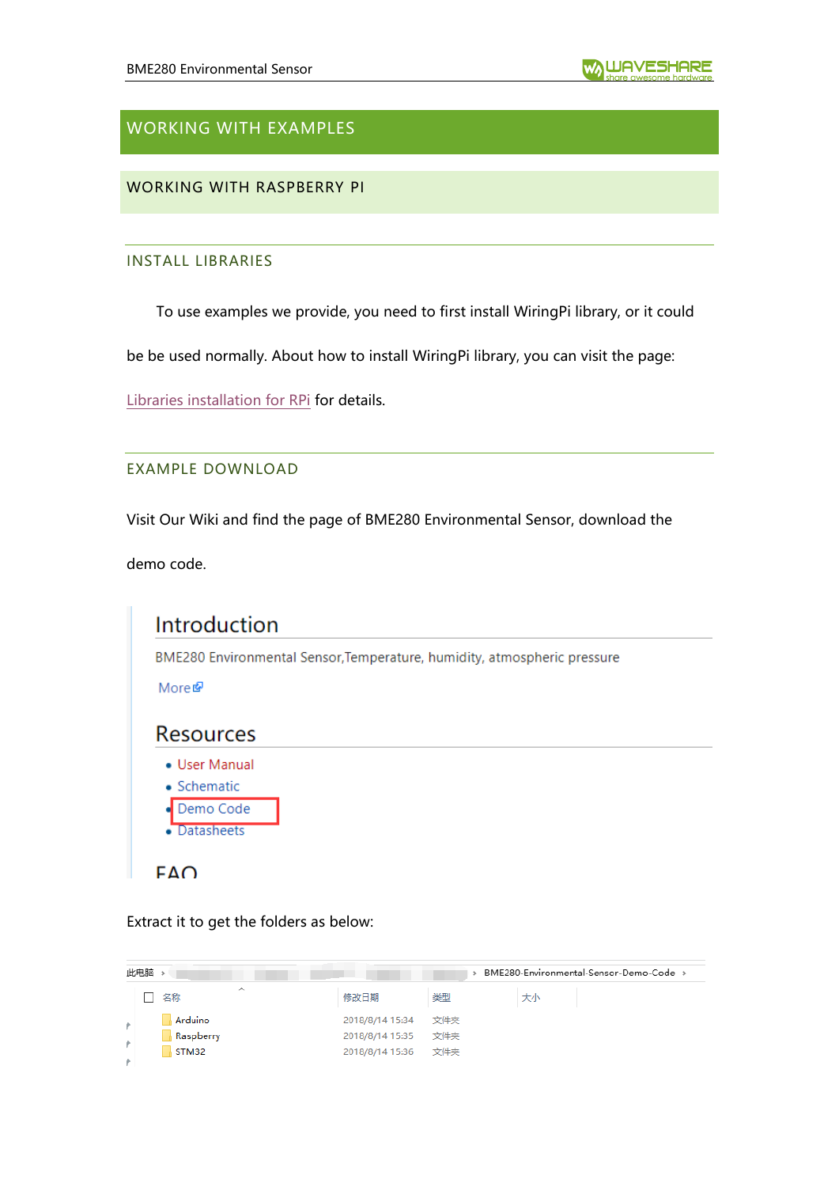# WORKING WITH EXAMPLES

## WORKING WITH RASPBERRY PI

### INSTALL LIBRARIES

To use examples we provide, you need to first install WiringPi library, or it could be be used normally. About how to install WiringPi library, you can visit the page: Libraries installation for RPi for details.

### EXAMPLE DOWNLOAD

Visit Our Wiki and find the page of BME280 Environmental Sensor, download the demo code.

Introduction

BME280 Environmental Sensor,Temperature, humidity, atmospheric pressure

More

Resources

- User Manual
- Schematic
- Demo Code
- Datasheets

FAQ

Extract it to get the folders as below:

此电脑 › ... › BME280-Environmental-Sensor-Demo-Code ›

| 名称 | 修改日期 | 类型 | 大小 |
|---|---|---|---|
| Arduino | 2018/8/14 15:34 | 文件夹 | |
| Raspberry | 2018/8/14 15:35 | 文件夹 | |
| STM32 | 2018/8/14 15:36 | 文件夹 | |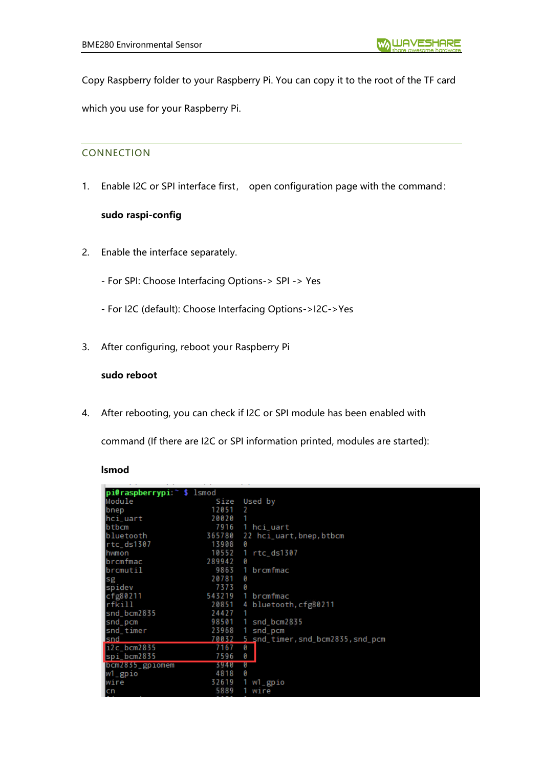Copy Raspberry folder to your Raspberry Pi. You can copy it to the root of the TF card which you use for your Raspberry Pi.

## CONNECTION

1. Enable I2C or SPI interface first， open configuration page with the command：

   **sudo raspi-config**

2. Enable the interface separately.

   - For SPI: Choose Interfacing Options-> SPI -> Yes

   - For I2C (default): Choose Interfacing Options->I2C->Yes

3. After configuring, reboot your Raspberry Pi

   **sudo reboot**

4. After rebooting, you can check if I2C or SPI module has been enabled with command (If there are I2C or SPI information printed, modules are started):

   **lsmod**

```
pi@raspberrypi:~ $ lsmod
Module                  Size  Used by
bnep                   12051  2
hci_uart               20020  1
btbcm                   7916  1 hci_uart
bluetooth             365780  22 hci_uart,bnep,btbcm
rtc_ds1307             13908  0
hwmon                  10552  1 rtc_ds1307
brcmfmac              289942  0
brcmutil                9863  1 brcmfmac
sg                     20781  0
spidev                  7373  0
cfg80211              543219  1 brcmfmac
rfkill                 20851  4 bluetooth,cfg80211
snd_bcm2835            24427  1
snd_pcm                98501  1 snd_bcm2835
snd_timer              23968  1 snd_pcm
snd                    70032  5 snd_timer,snd_bcm2835,snd_pcm
i2c_bcm2835             7167  0
spi_bcm2835             7596  0
bcm2835_gpiomem         3940  0
w1_gpio                 4818  0
wire                   32619  1 w1_gpio
cn                      5889  1 wire
```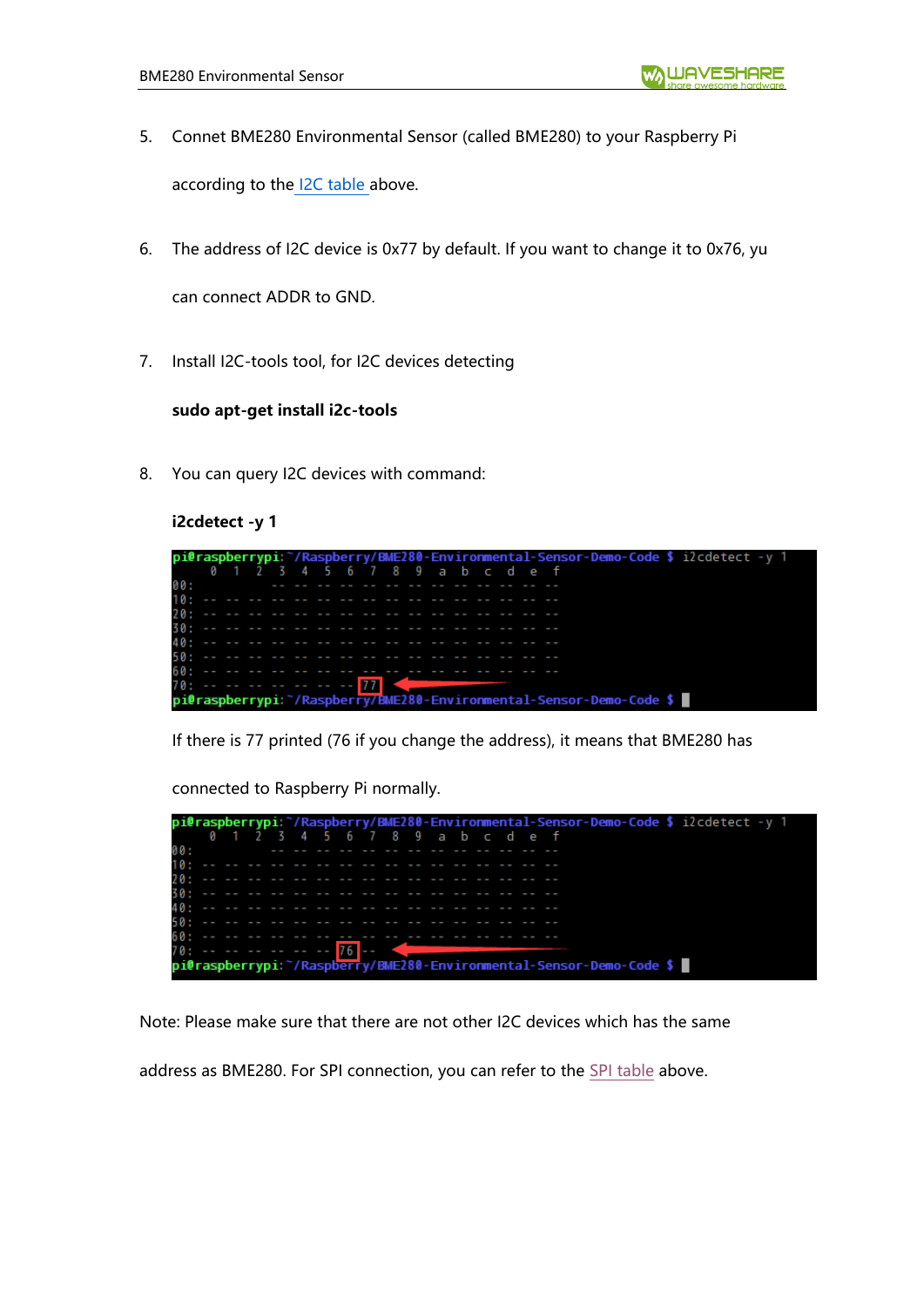5. Connet BME280 Environmental Sensor (called BME280) to your Raspberry Pi according to the I2C table above.

6. The address of I2C device is 0x77 by default. If you want to change it to 0x76, yu can connect ADDR to GND.

7. Install I2C-tools tool, for I2C devices detecting

   **sudo apt-get install i2c-tools**

8. You can query I2C devices with command:

   **i2cdetect -y 1**

```
pi@raspberrypi:~/Raspberry/BME280-Environmental-Sensor-Demo-Code $ i2cdetect -y 1
     0  1  2  3  4  5  6  7  8  9  a  b  c  d  e  f
00:          -- -- -- -- -- -- -- -- -- -- -- -- --
10: -- -- -- -- -- -- -- -- -- -- -- -- -- -- -- --
20: -- -- -- -- -- -- -- -- -- -- -- -- -- -- -- --
30: -- -- -- -- -- -- -- -- -- -- -- -- -- -- -- --
40: -- -- -- -- -- -- -- -- -- -- -- -- -- -- -- --
50: -- -- -- -- -- -- -- -- -- -- -- -- -- -- -- --
60: -- -- -- -- -- -- -- -- -- -- -- -- -- -- -- --
70: -- -- -- -- -- -- -- 77
pi@raspberrypi:~/Raspberry/BME280-Environmental-Sensor-Demo-Code $
```

   If there is 77 printed (76 if you change the address), it means that BME280 has connected to Raspberry Pi normally.

```
pi@raspberrypi:~/Raspberry/BME280-Environmental-Sensor-Demo-Code $ i2cdetect -y 1
     0  1  2  3  4  5  6  7  8  9  a  b  c  d  e  f
00:          -- -- -- -- -- -- -- -- -- -- -- -- --
10: -- -- -- -- -- -- -- -- -- -- -- -- -- -- -- --
20: -- -- -- -- -- -- -- -- -- -- -- -- -- -- -- --
30: -- -- -- -- -- -- -- -- -- -- -- -- -- -- -- --
40: -- -- -- -- -- -- -- -- -- -- -- -- -- -- -- --
50: -- -- -- -- -- -- -- -- -- -- -- -- -- -- -- --
60: -- -- -- -- -- -- -- -- -- -- -- -- -- -- -- --
70: -- -- -- -- -- -- 76 --
pi@raspberrypi:~/Raspberry/BME280-Environmental-Sensor-Demo-Code $
```

Note: Please make sure that there are not other I2C devices which has the same address as BME280. For SPI connection, you can refer to the SPI table above.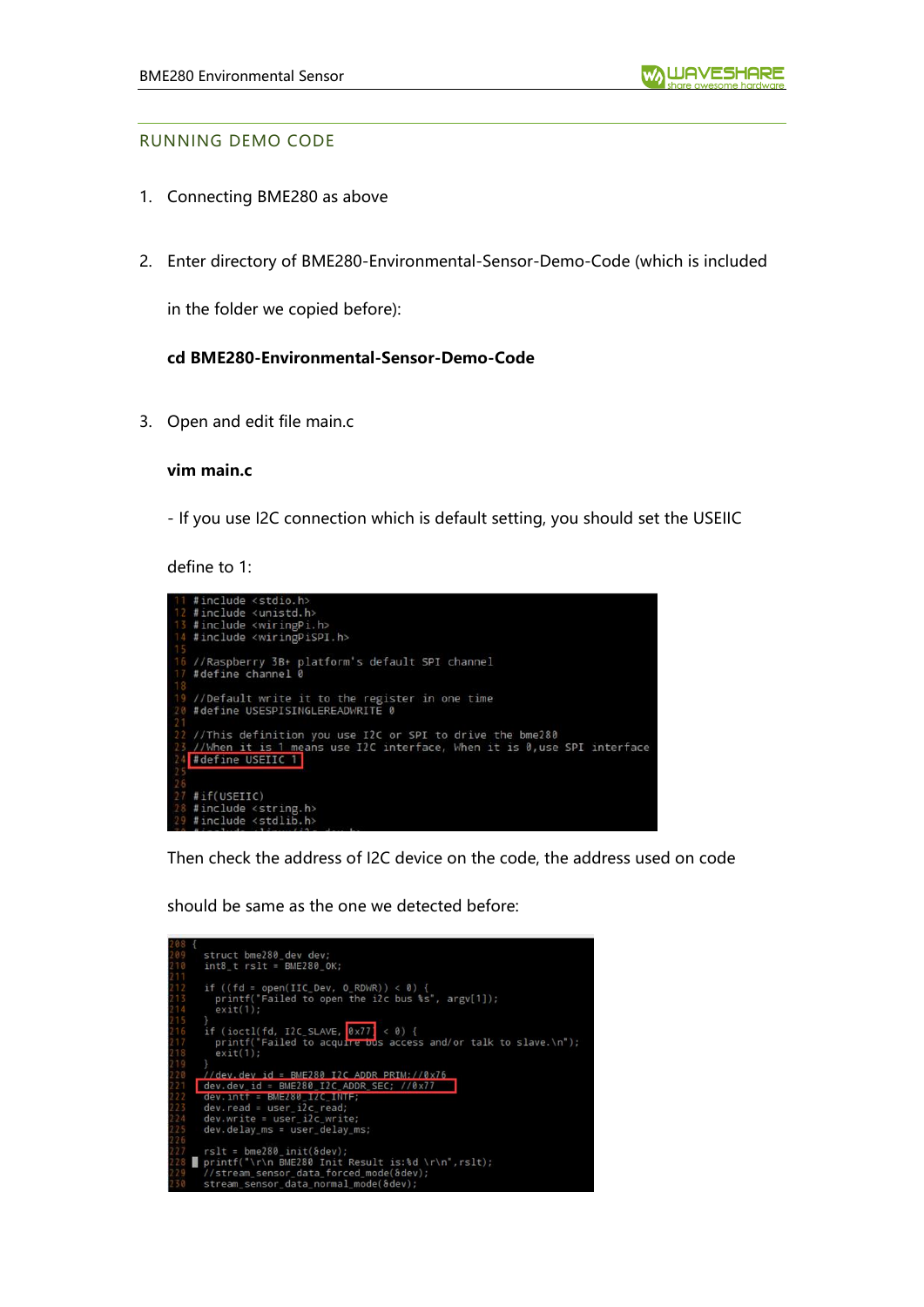## RUNNING DEMO CODE

1. Connecting BME280 as above

2. Enter directory of BME280-Environmental-Sensor-Demo-Code (which is included in the folder we copied before):

   **cd BME280-Environmental-Sensor-Demo-Code**

3. Open and edit file main.c

   **vim main.c**

   - If you use I2C connection which is default setting, you should set the USEIIC define to 1:

```
11 #include <stdio.h>
12 #include <unistd.h>
13 #include <wiringPi.h>
14 #include <wiringPiSPI.h>
15
16 //Raspberry 3B+ platform's default SPI channel
17 #define channel 0
18
19 //Default write it to the register in one time
20 #define USESPISINGLEREADWRITE 0
21
22 //This definition you use I2C or SPI to drive the bme280
23 //When it is 1 means use I2C interface, When it is 0,use SPI interface
24 #define USEIIC 1
25
26
27 #if(USEIIC)
28 #include <string.h>
29 #include <stdlib.h>
```

   Then check the address of I2C device on the code, the address used on code should be same as the one we detected before:

```
208 {
209   struct bme280_dev dev;
210   int8_t rslt = BME280_OK;
211
212   if ((fd = open(IIC_Dev, O_RDWR)) < 0) {
213     printf("Failed to open the i2c bus %s", argv[1]);
214     exit(1);
215   }
216   if (ioctl(fd, I2C_SLAVE, 0x77) < 0) {
217     printf("Failed to acquire bus access and/or talk to slave.\n");
218     exit(1);
219   }
220   //dev.dev_id = BME280_I2C_ADDR_PRIM;//0x76
221   dev.dev_id = BME280_I2C_ADDR_SEC; //0x77
222   dev.intf = BME280_I2C_INTF;
223   dev.read = user_i2c_read;
224   dev.write = user_i2c_write;
225   dev.delay_ms = user_delay_ms;
226
227   rslt = bme280_init(&dev);
228   printf("\r\n BME280 Init Result is:%d \r\n",rslt);
229   //stream_sensor_data_forced_mode(&dev);
230   stream_sensor_data_normal_mode(&dev);
```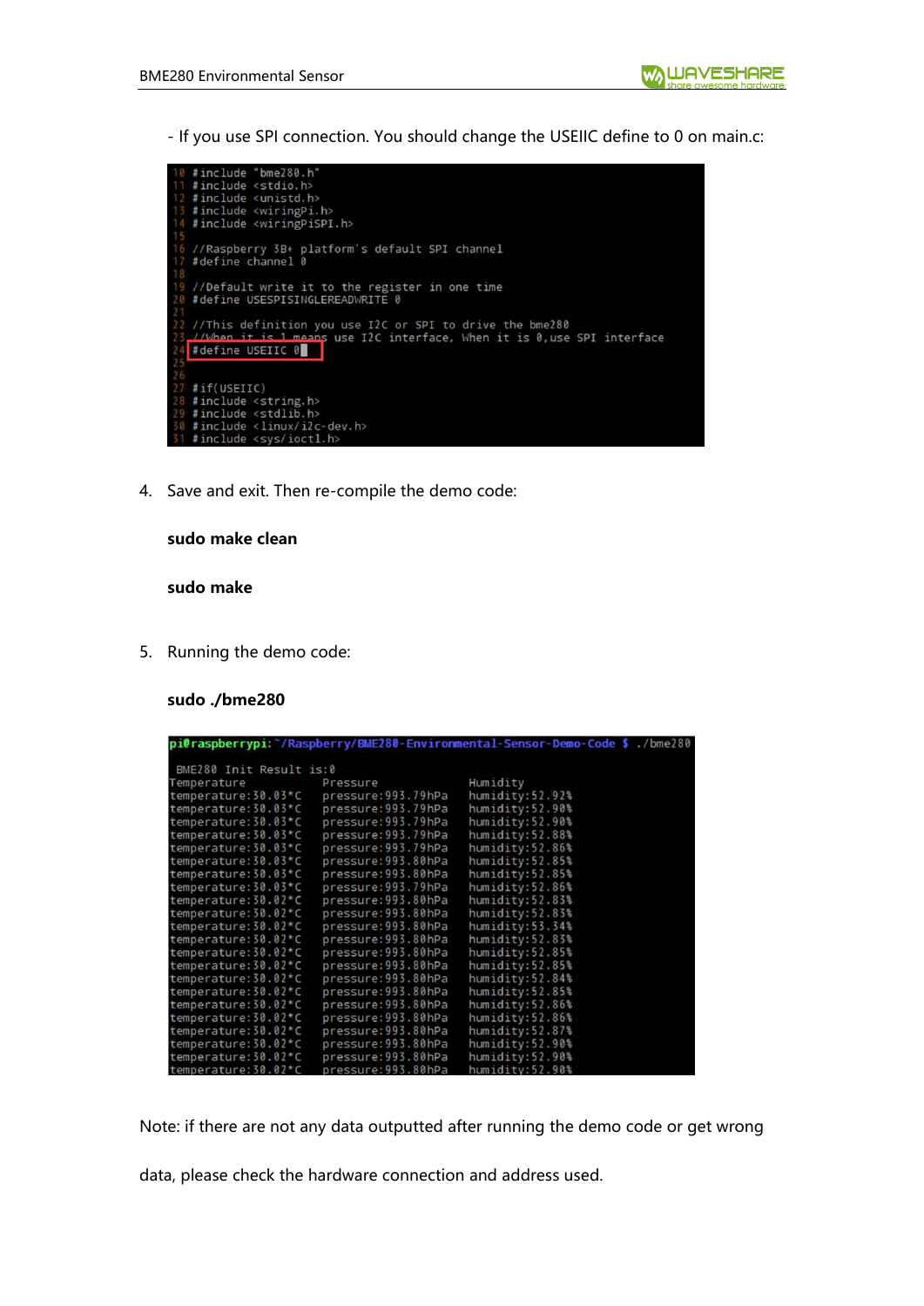- If you use SPI connection. You should change the USEIIC define to 0 on main.c:

```
10 #include "bme280.h"
11 #include <stdio.h>
12 #include <unistd.h>
13 #include <wiringPi.h>
14 #include <wiringPiSPI.h>
15
16 //Raspberry 3B+ platform's default SPI channel
17 #define channel 0
18
19 //Default write it to the register in one time
20 #define USESPISINGLEREADWRITE 0
21
22 //This definition you use I2C or SPI to drive the bme280
23 //When it is 1 means use I2C interface, When it is 0,use SPI interface
24 #define USEIIC 0
25
26
27 #if(USEIIC)
28 #include <string.h>
29 #include <stdlib.h>
30 #include <linux/i2c-dev.h>
31 #include <sys/ioctl.h>
```

4. Save and exit. Then re-compile the demo code:

   **sudo make clean**

   **sudo make**

5. Running the demo code:

   **sudo ./bme280**

```
pi@raspberrypi:~/Raspberry/BME280-Environmental-Sensor-Demo-Code $ ./bme280

 BME280 Init Result is:0
Temperature              Pressure                  Humidity
temperature:30.03*C      pressure:993.79hPa        humidity:52.92%
temperature:30.03*C      pressure:993.79hPa        humidity:52.90%
temperature:30.03*C      pressure:993.79hPa        humidity:52.90%
temperature:30.03*C      pressure:993.79hPa        humidity:52.88%
temperature:30.03*C      pressure:993.79hPa        humidity:52.86%
temperature:30.03*C      pressure:993.80hPa        humidity:52.85%
temperature:30.03*C      pressure:993.80hPa        humidity:52.85%
temperature:30.03*C      pressure:993.79hPa        humidity:52.86%
temperature:30.02*C      pressure:993.80hPa        humidity:52.83%
temperature:30.02*C      pressure:993.80hPa        humidity:52.83%
temperature:30.02*C      pressure:993.80hPa        humidity:53.34%
temperature:30.02*C      pressure:993.80hPa        humidity:52.83%
temperature:30.02*C      pressure:993.80hPa        humidity:52.85%
temperature:30.02*C      pressure:993.80hPa        humidity:52.85%
temperature:30.02*C      pressure:993.80hPa        humidity:52.84%
temperature:30.02*C      pressure:993.80hPa        humidity:52.85%
temperature:30.02*C      pressure:993.80hPa        humidity:52.86%
temperature:30.02*C      pressure:993.80hPa        humidity:52.86%
temperature:30.02*C      pressure:993.80hPa        humidity:52.87%
temperature:30.02*C      pressure:993.80hPa        humidity:52.90%
temperature:30.02*C      pressure:993.80hPa        humidity:52.90%
temperature:30.02*C      pressure:993.80hPa        humidity:52.90%
```

Note: if there are not any data outputted after running the demo code or get wrong data, please check the hardware connection and address used.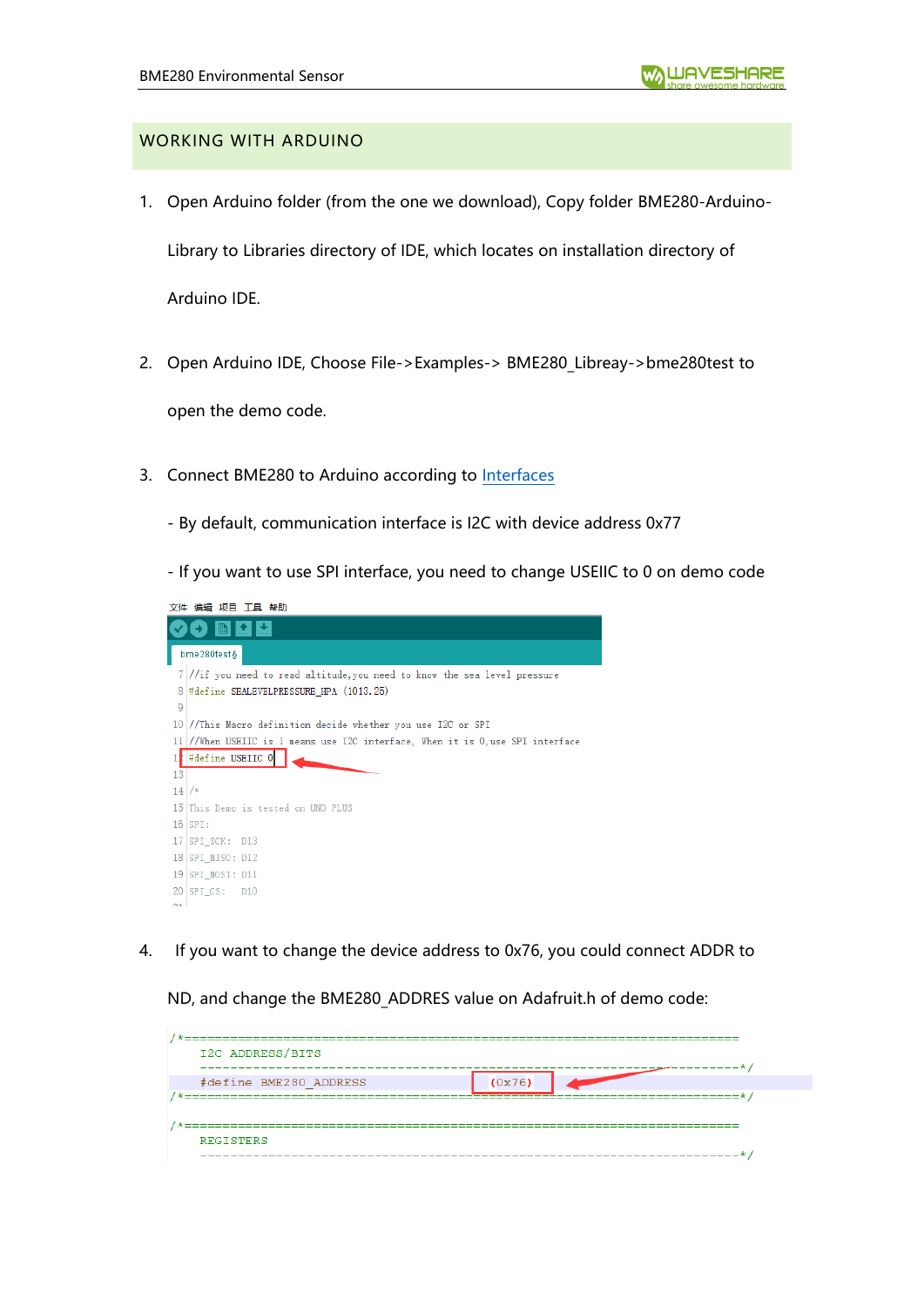## WORKING WITH ARDUINO

1. Open Arduino folder (from the one we download), Copy folder BME280-Arduino-Library to Libraries directory of IDE, which locates on installation directory of Arduino IDE.

2. Open Arduino IDE, Choose File->Examples-> BME280_Libreay->bme280test to open the demo code.

3. Connect BME280 to Arduino according to Interfaces

   - By default, communication interface is I2C with device address 0x77

   - If you want to use SPI interface, you need to change USEIIC to 0 on demo code

```
7  //if you need to read altitude,you need to know the sea level pressure
8  #define SEALEVELPRESSURE_HPA (1013.25)
9
10 //This Macro definition decide whether you use I2C or SPI
11 //When USEIIC is 1 means use I2C interface, When it is 0,use SPI interface
12 #define USEIIC 0
13
14 /*
15 This Demo is tested on UNO PLUS
16 SPI:
17 SPI_SCK:  D13
18 SPI_MISO: D12
19 SPI_MOSI: D11
20 SPI_CS:   D10
```

4. If you want to change the device address to 0x76, you could connect ADDR to ND, and change the BME280_ADDRES value on Adafruit.h of demo code:

```
/*=========================================================================
    I2C ADDRESS/BITS
    -----------------------------------------------------------------------*/
    #define BME280_ADDRESS                (0x76)
/*=========================================================================*/

/*=========================================================================
    REGISTERS
    -----------------------------------------------------------------------*/
```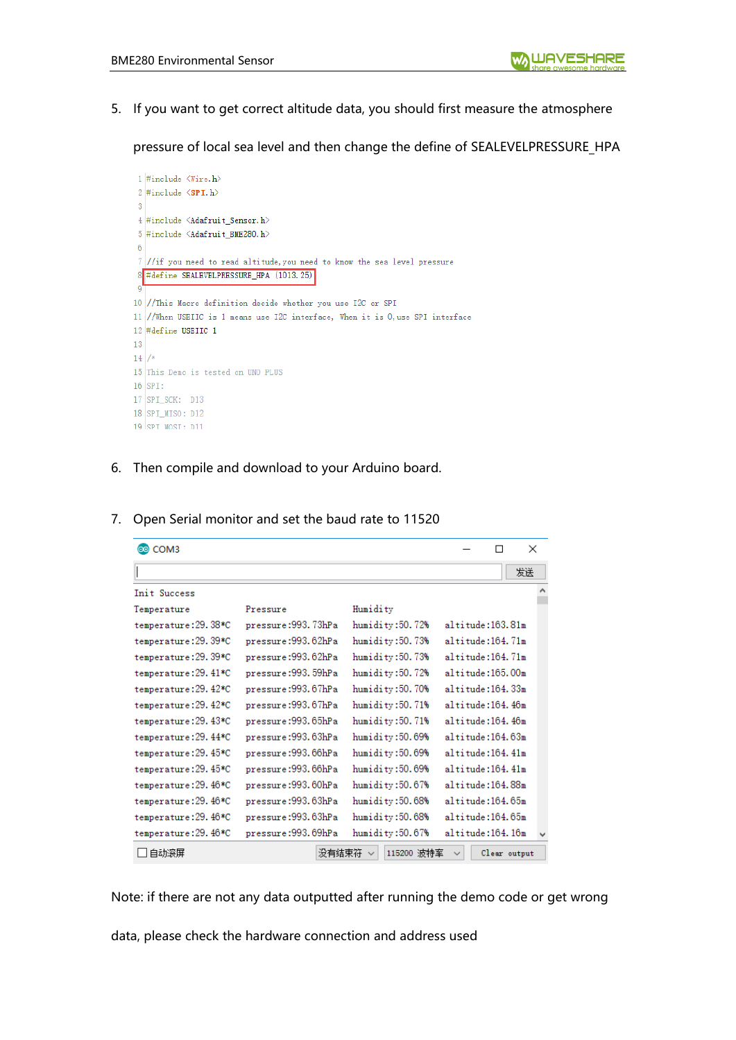5. If you want to get correct altitude data, you should first measure the atmosphere pressure of local sea level and then change the define of SEALEVELPRESSURE_HPA

```
1  #include <Wire.h>
2  #include <SPI.h>
3
4  #include <Adafruit_Sensor.h>
5  #include <Adafruit_BME280.h>
6
7  //if you need to read altitude,you need to know the sea level pressure
8  #define SEALEVELPRESSURE_HPA (1013.25)
9
10 //This Macro definition decide whether you use I2C or SPI
11 //When USEIIC is 1 means use I2C interface, When it is 0,use SPI interface
12 #define USEIIC 1
13
14 /*
15 This Demo is tested on UNO PLUS
16 SPI:
17 SPI_SCK:  D13
18 SPI_MISO: D12
19 SPI_MOSI: D11
```

6. Then compile and download to your Arduino board.

7. Open Serial monitor and set the baud rate to 11520

```
COM3
                                                        发送
Init Success
Temperature          Pressure           Humidity
temperature:29.38*C  pressure:993.73hPa  humidity:50.72%  altitude:163.81m
temperature:29.39*C  pressure:993.62hPa  humidity:50.73%  altitude:164.71m
temperature:29.39*C  pressure:993.62hPa  humidity:50.73%  altitude:164.71m
temperature:29.41*C  pressure:993.59hPa  humidity:50.72%  altitude:165.00m
temperature:29.42*C  pressure:993.67hPa  humidity:50.70%  altitude:164.33m
temperature:29.42*C  pressure:993.67hPa  humidity:50.71%  altitude:164.46m
temperature:29.43*C  pressure:993.65hPa  humidity:50.71%  altitude:164.46m
temperature:29.44*C  pressure:993.63hPa  humidity:50.69%  altitude:164.63m
temperature:29.45*C  pressure:993.66hPa  humidity:50.69%  altitude:164.41m
temperature:29.45*C  pressure:993.66hPa  humidity:50.69%  altitude:164.41m
temperature:29.46*C  pressure:993.60hPa  humidity:50.67%  altitude:164.88m
temperature:29.46*C  pressure:993.63hPa  humidity:50.68%  altitude:164.65m
temperature:29.46*C  pressure:993.63hPa  humidity:50.68%  altitude:164.65m
temperature:29.46*C  pressure:993.69hPa  humidity:50.67%  altitude:164.16m
□自动滚屏                     没有结束符    115200 波特率    Clear output
```

Note: if there are not any data outputted after running the demo code or get wrong data, please check the hardware connection and address used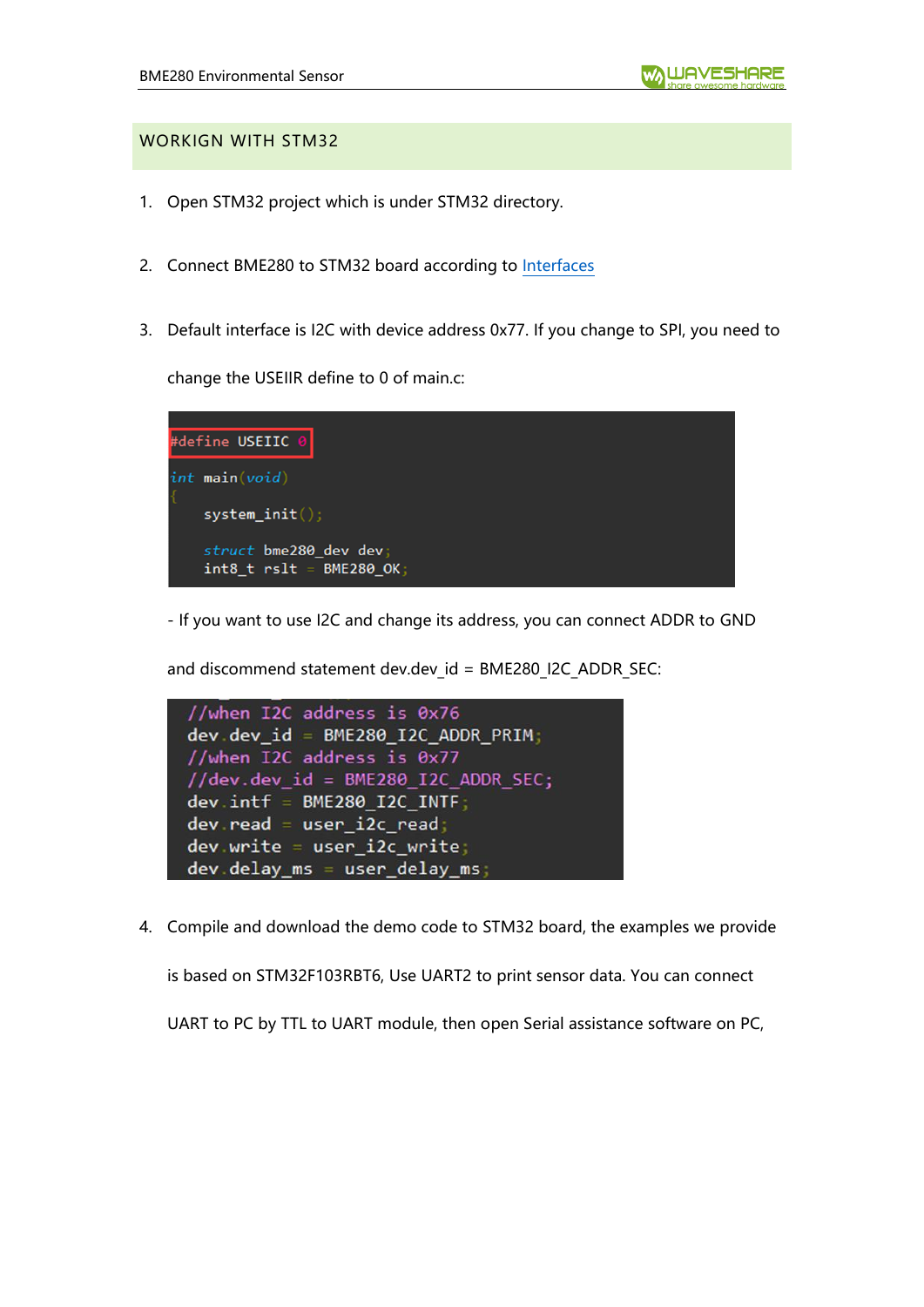## WORKIGN WITH STM32

1. Open STM32 project which is under STM32 directory.

2. Connect BME280 to STM32 board according to [Interfaces]

3. Default interface is I2C with device address 0x77. If you change to SPI, you need to change the USEIIR define to 0 of main.c:

```
#define USEIIC 0

int main(void)
{
    system_init();

    struct bme280_dev dev;
    int8_t rslt = BME280_OK;
```

- If you want to use I2C and change its address, you can connect ADDR to GND and discommend statement dev.dev_id = BME280_I2C_ADDR_SEC:

```
//when I2C address is 0x76
dev.dev_id = BME280_I2C_ADDR_PRIM;
//when I2C address is 0x77
//dev.dev_id = BME280_I2C_ADDR_SEC;
dev.intf = BME280_I2C_INTF;
dev.read = user_i2c_read;
dev.write = user_i2c_write;
dev.delay_ms = user_delay_ms;
```

4. Compile and download the demo code to STM32 board, the examples we provide is based on STM32F103RBT6, Use UART2 to print sensor data. You can connect UART to PC by TTL to UART module, then open Serial assistance software on PC,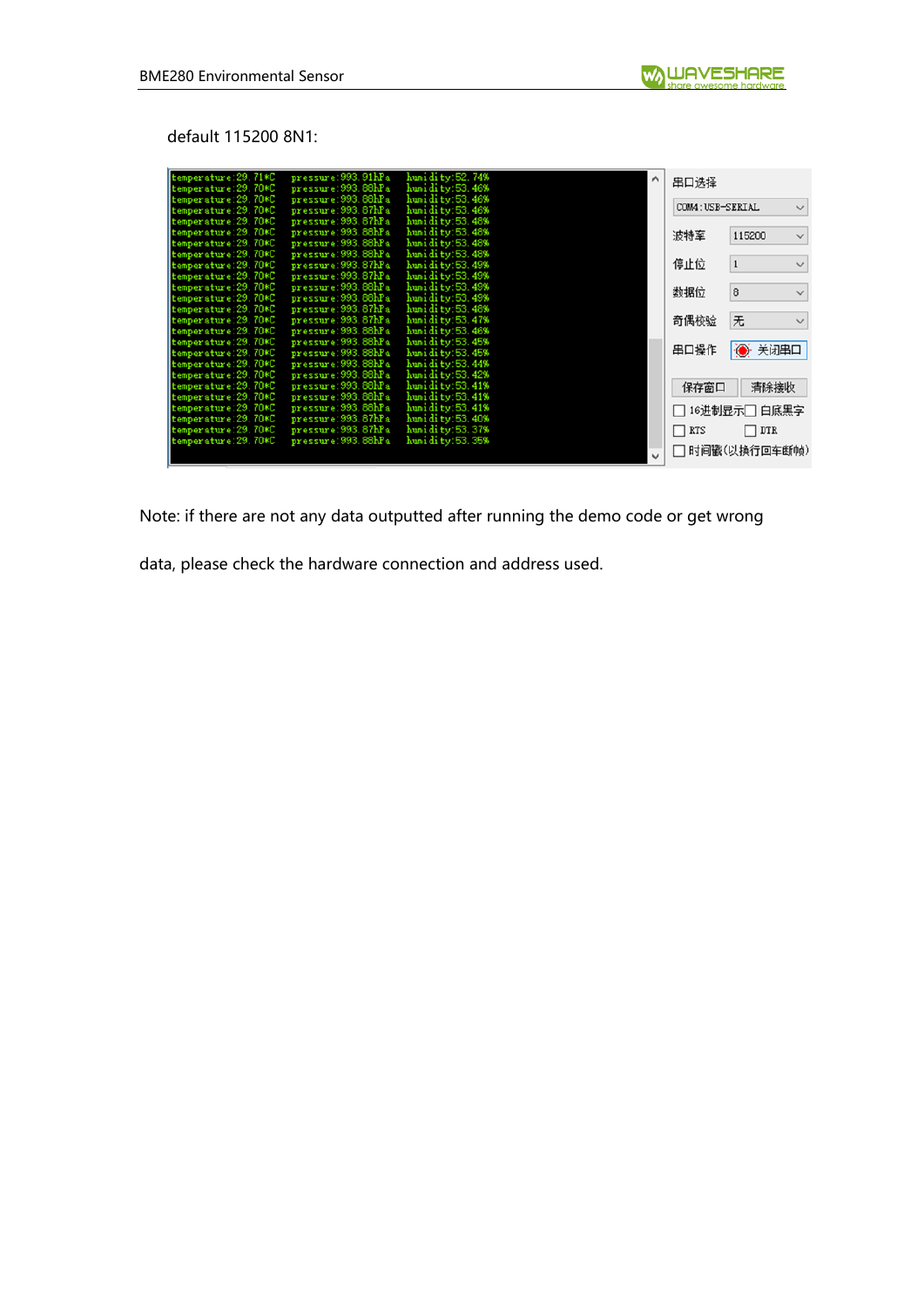default 115200 8N1:

```
temperature:29.71*C    pressure:993.91hPa    humidity:52.74%
temperature:29.70*C    pressure:993.88hPa    humidity:53.46%
temperature:29.70*C    pressure:993.88hPa    humidity:53.46%
temperature:29.70*C    pressure:993.87hPa    humidity:53.46%
temperature:29.70*C    pressure:993.87hPa    humidity:53.48%
temperature:29.70*C    pressure:993.88hPa    humidity:53.48%
temperature:29.70*C    pressure:993.88hPa    humidity:53.48%
temperature:29.70*C    pressure:993.88hPa    humidity:53.48%
temperature:29.70*C    pressure:993.87hPa    humidity:53.49%
temperature:29.70*C    pressure:993.87hPa    humidity:53.49%
temperature:29.70*C    pressure:993.88hPa    humidity:53.49%
temperature:29.70*C    pressure:993.88hPa    humidity:53.49%
temperature:29.70*C    pressure:993.87hPa    humidity:53.48%
temperature:29.70*C    pressure:993.87hPa    humidity:53.47%
temperature:29.70*C    pressure:993.88hPa    humidity:53.46%
temperature:29.70*C    pressure:993.88hPa    humidity:53.45%
temperature:29.70*C    pressure:993.88hPa    humidity:53.45%
temperature:29.70*C    pressure:993.88hPa    humidity:53.44%
temperature:29.70*C    pressure:993.88hPa    humidity:53.42%
temperature:29.70*C    pressure:993.88hPa    humidity:53.41%
temperature:29.70*C    pressure:993.88hPa    humidity:53.41%
temperature:29.70*C    pressure:993.88hPa    humidity:53.41%
temperature:29.70*C    pressure:993.87hPa    humidity:53.40%
temperature:29.70*C    pressure:993.87hPa    humidity:53.37%
temperature:29.70*C    pressure:993.88hPa    humidity:53.35%
```

串口选择: COM4:USB-SERIAL
波特率: 115200
停止位: 1
数据位: 8
奇偶校验: 无
串口操作: 关闭串口

保存窗口 清除接收

16进制显示 白底黑字
RTS DTR
时间戳(以换行回车断帧)

Note: if there are not any data outputted after running the demo code or get wrong data, please check the hardware connection and address used.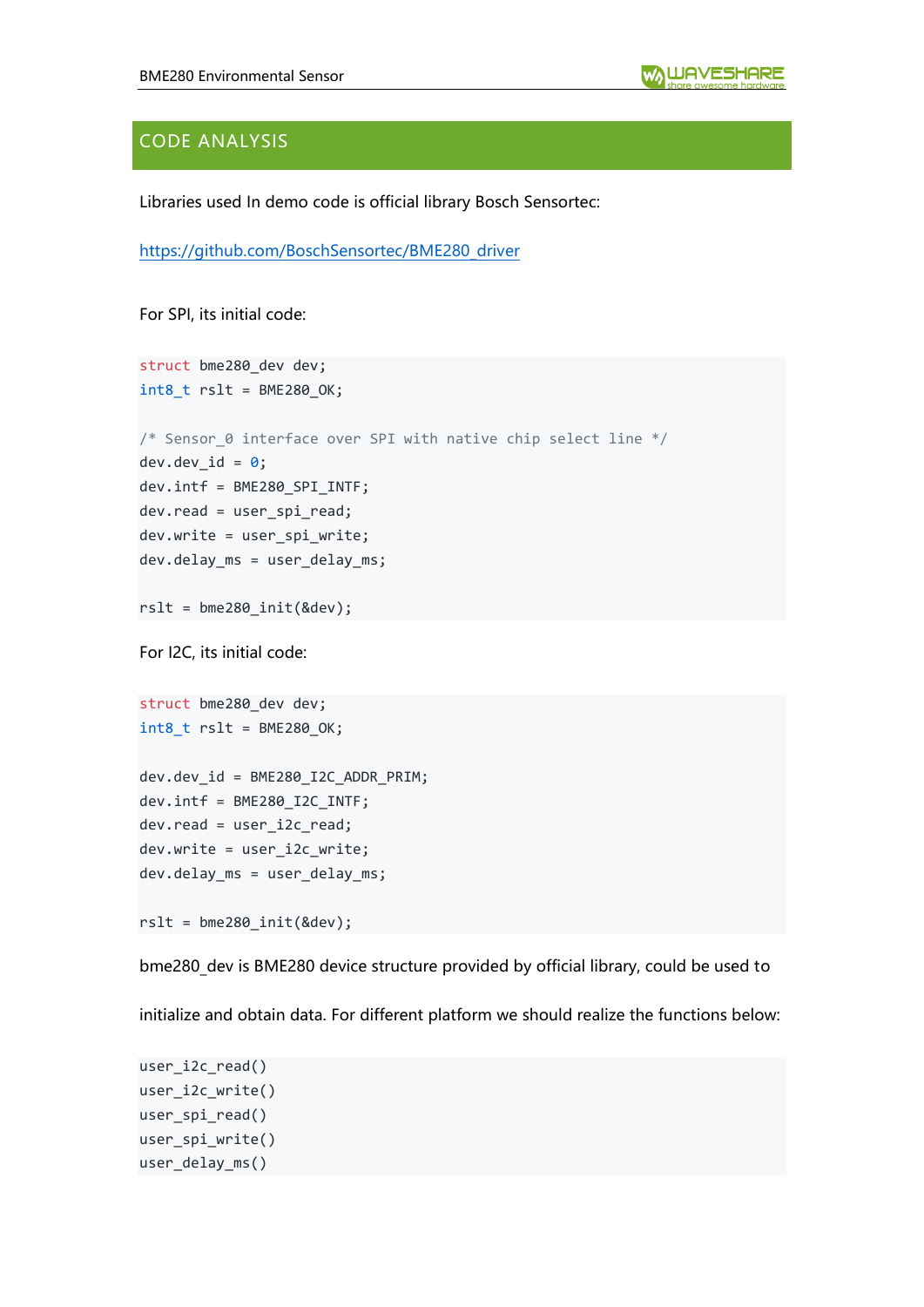## CODE ANALYSIS

Libraries used In demo code is official library Bosch Sensortec:

https://github.com/BoschSensortec/BME280_driver

For SPI, its initial code:

```
struct bme280_dev dev;
int8_t rslt = BME280_OK;

/* Sensor_0 interface over SPI with native chip select line */
dev.dev_id = 0;
dev.intf = BME280_SPI_INTF;
dev.read = user_spi_read;
dev.write = user_spi_write;
dev.delay_ms = user_delay_ms;

rslt = bme280_init(&dev);
```

For I2C, its initial code:

```
struct bme280_dev dev;
int8_t rslt = BME280_OK;

dev.dev_id = BME280_I2C_ADDR_PRIM;
dev.intf = BME280_I2C_INTF;
dev.read = user_i2c_read;
dev.write = user_i2c_write;
dev.delay_ms = user_delay_ms;

rslt = bme280_init(&dev);
```

bme280_dev is BME280 device structure provided by official library, could be used to initialize and obtain data. For different platform we should realize the functions below:

```
user_i2c_read()
user_i2c_write()
user_spi_read()
user_spi_write()
user_delay_ms()
```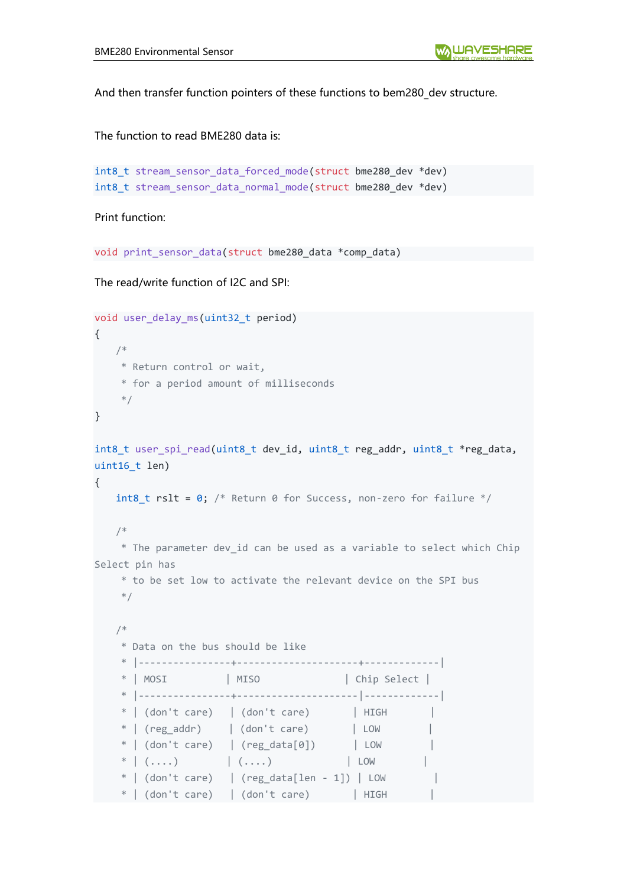And then transfer function pointers of these functions to bem280_dev structure.

The function to read BME280 data is:

```
int8_t stream_sensor_data_forced_mode(struct bme280_dev *dev)
int8_t stream_sensor_data_normal_mode(struct bme280_dev *dev)
```

Print function:

```
void print_sensor_data(struct bme280_data *comp_data)
```

The read/write function of I2C and SPI:

```
void user_delay_ms(uint32_t period)
{
    /*
     * Return control or wait,
     * for a period amount of milliseconds
     */
}

int8_t user_spi_read(uint8_t dev_id, uint8_t reg_addr, uint8_t *reg_data,
uint16_t len)
{
    int8_t rslt = 0; /* Return 0 for Success, non-zero for failure */

    /*
     * The parameter dev_id can be used as a variable to select which Chip
Select pin has
     * to be set low to activate the relevant device on the SPI bus
     */

    /*
     * Data on the bus should be like
     * |----------------+---------------------+-------------|
     * | MOSI           | MISO                | Chip Select |
     * |----------------+---------------------|-------------|
     * | (don't care)   | (don't care)        | HIGH        |
     * | (reg_addr)     | (don't care)        | LOW         |
     * | (don't care)   | (reg_data[0])       | LOW         |
     * | (....)         | (....)              | LOW         |
     * | (don't care)   | (reg_data[len - 1]) | LOW         |
     * | (don't care)   | (don't care)        | HIGH        |
```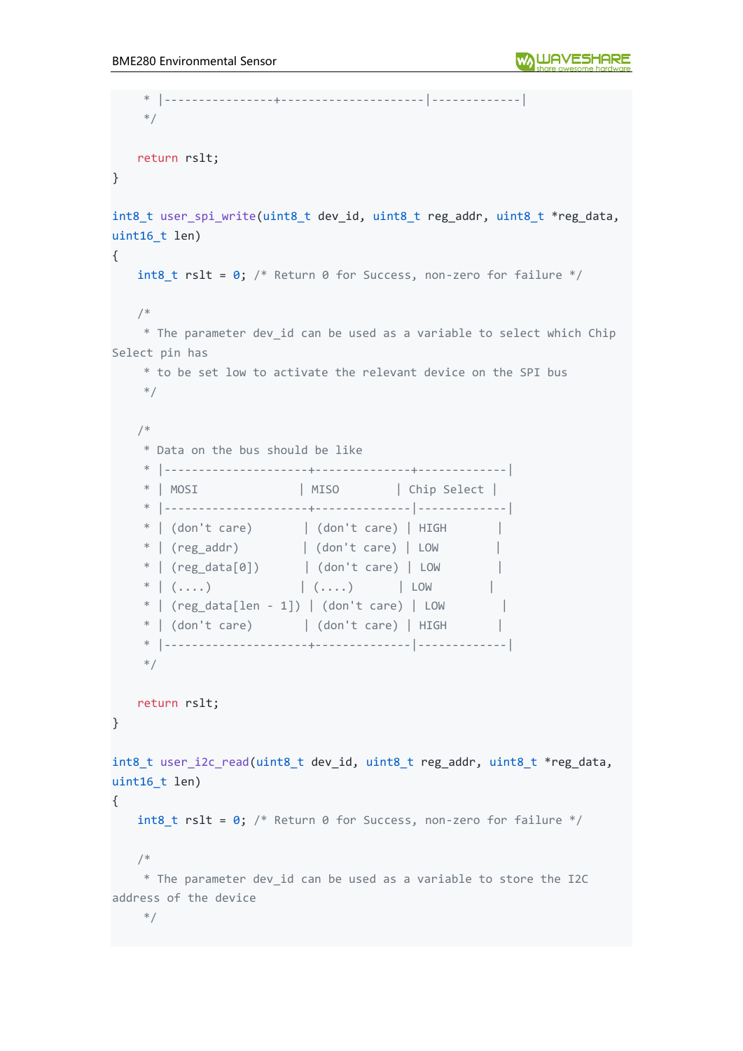```
     * |----------------+---------------------|-------------|
     */

    return rslt;
}

int8_t user_spi_write(uint8_t dev_id, uint8_t reg_addr, uint8_t *reg_data,
uint16_t len)
{
    int8_t rslt = 0; /* Return 0 for Success, non-zero for failure */

    /*
     * The parameter dev_id can be used as a variable to select which Chip
Select pin has
     * to be set low to activate the relevant device on the SPI bus
     */

    /*
     * Data on the bus should be like
     * |---------------------+--------------+-------------|
     * | MOSI                | MISO         | Chip Select |
     * |---------------------+--------------|-------------|
     * | (don't care)        | (don't care) | HIGH        |
     * | (reg_addr)          | (don't care) | LOW         |
     * | (reg_data[0])       | (don't care) | LOW         |
     * | (....)              | (....)       | LOW         |
     * | (reg_data[len - 1]) | (don't care) | LOW         |
     * | (don't care)        | (don't care) | HIGH        |
     * |---------------------+--------------|-------------|
     */

    return rslt;
}

int8_t user_i2c_read(uint8_t dev_id, uint8_t reg_addr, uint8_t *reg_data,
uint16_t len)
{
    int8_t rslt = 0; /* Return 0 for Success, non-zero for failure */

    /*
     * The parameter dev_id can be used as a variable to store the I2C
address of the device
     */
```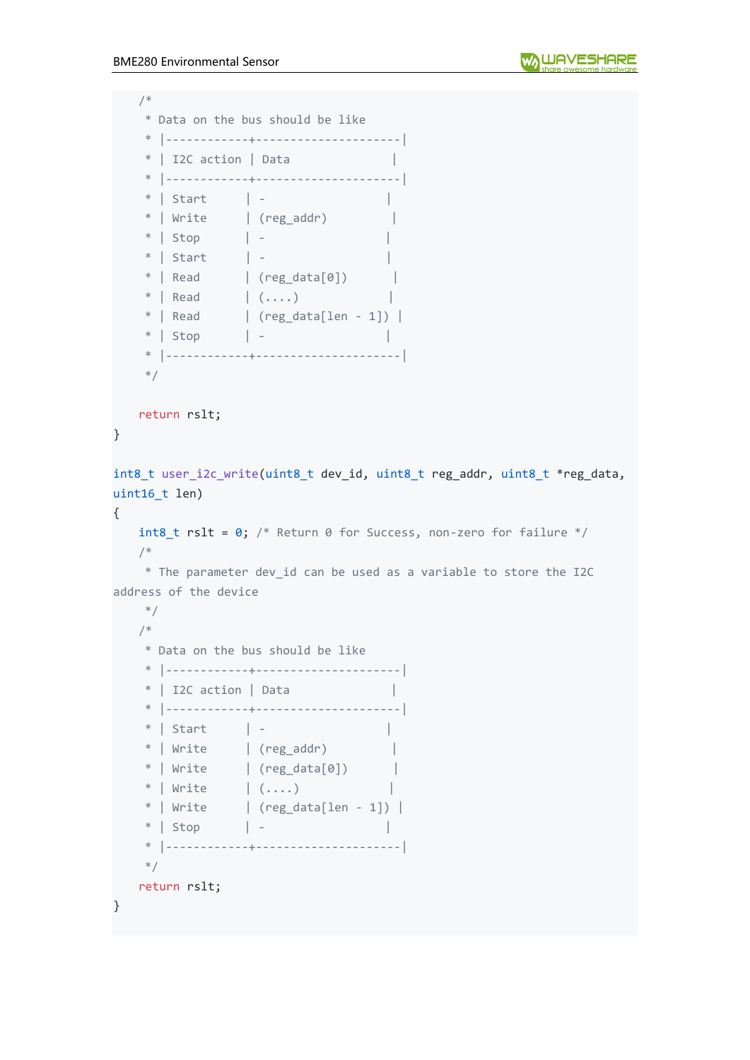```
    /*
     * Data on the bus should be like
     * |------------+---------------------|
     * | I2C action | Data                |
     * |------------+---------------------|
     * | Start      | -                   |
     * | Write      | (reg_addr)          |
     * | Stop       | -                   |
     * | Start      | -                   |
     * | Read       | (reg_data[0])       |
     * | Read       | (....)              |
     * | Read       | (reg_data[len - 1]) |
     * | Stop       | -                   |
     * |------------+---------------------|
     */

    return rslt;
}

int8_t user_i2c_write(uint8_t dev_id, uint8_t reg_addr, uint8_t *reg_data,
uint16_t len)
{
    int8_t rslt = 0; /* Return 0 for Success, non-zero for failure */
    /*
     * The parameter dev_id can be used as a variable to store the I2C
address of the device
     */
    /*
     * Data on the bus should be like
     * |------------+---------------------|
     * | I2C action | Data                |
     * |------------+---------------------|
     * | Start      | -                   |
     * | Write      | (reg_addr)          |
     * | Write      | (reg_data[0])       |
     * | Write      | (....)              |
     * | Write      | (reg_data[len - 1]) |
     * | Stop       | -                   |
     * |------------+---------------------|
     */
    return rslt;
}
```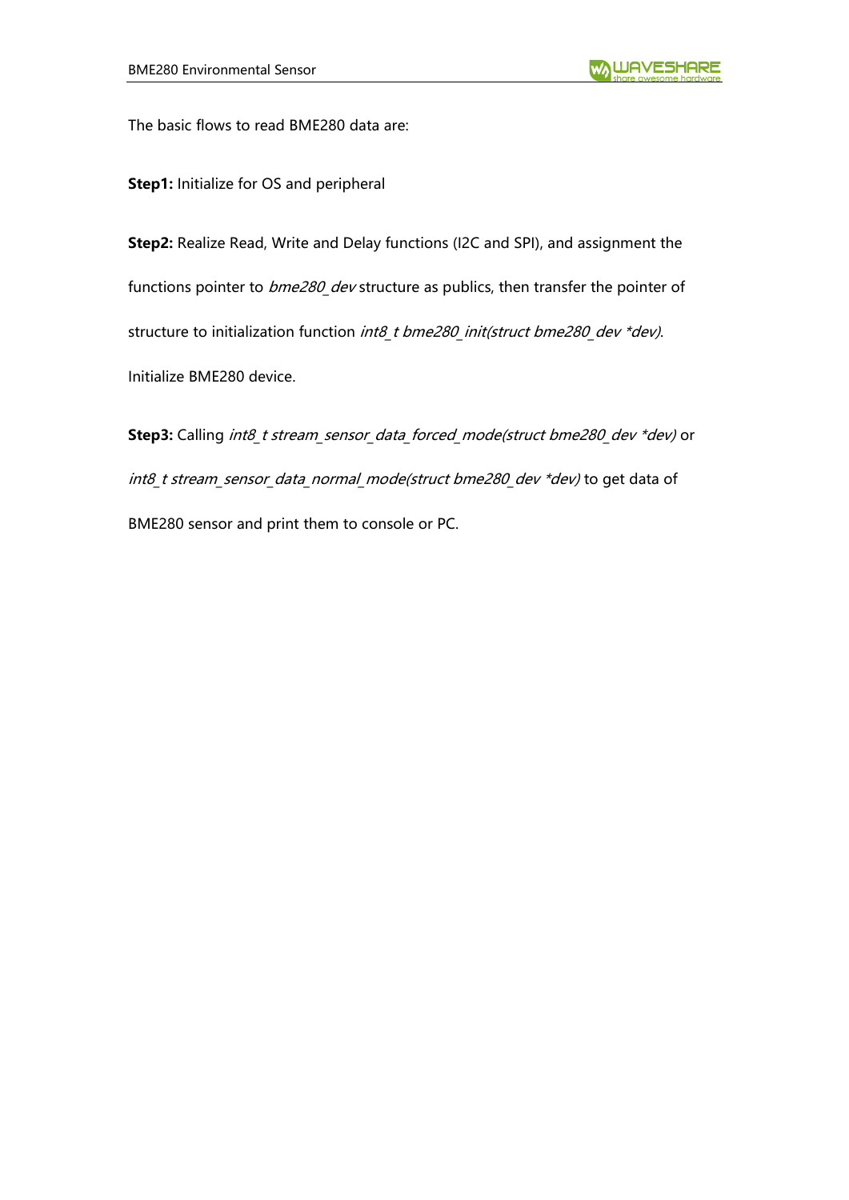The basic flows to read BME280 data are:

**Step1:** Initialize for OS and peripheral

**Step2:** Realize Read, Write and Delay functions (I2C and SPI), and assignment the functions pointer to *bme280_dev* structure as publics, then transfer the pointer of structure to initialization function *int8_t bme280_init(struct bme280_dev *dev)*. Initialize BME280 device.

**Step3:** Calling *int8_t stream_sensor_data_forced_mode(struct bme280_dev *dev)* or *int8_t stream_sensor_data_normal_mode(struct bme280_dev *dev)* to get data of BME280 sensor and print them to console or PC.